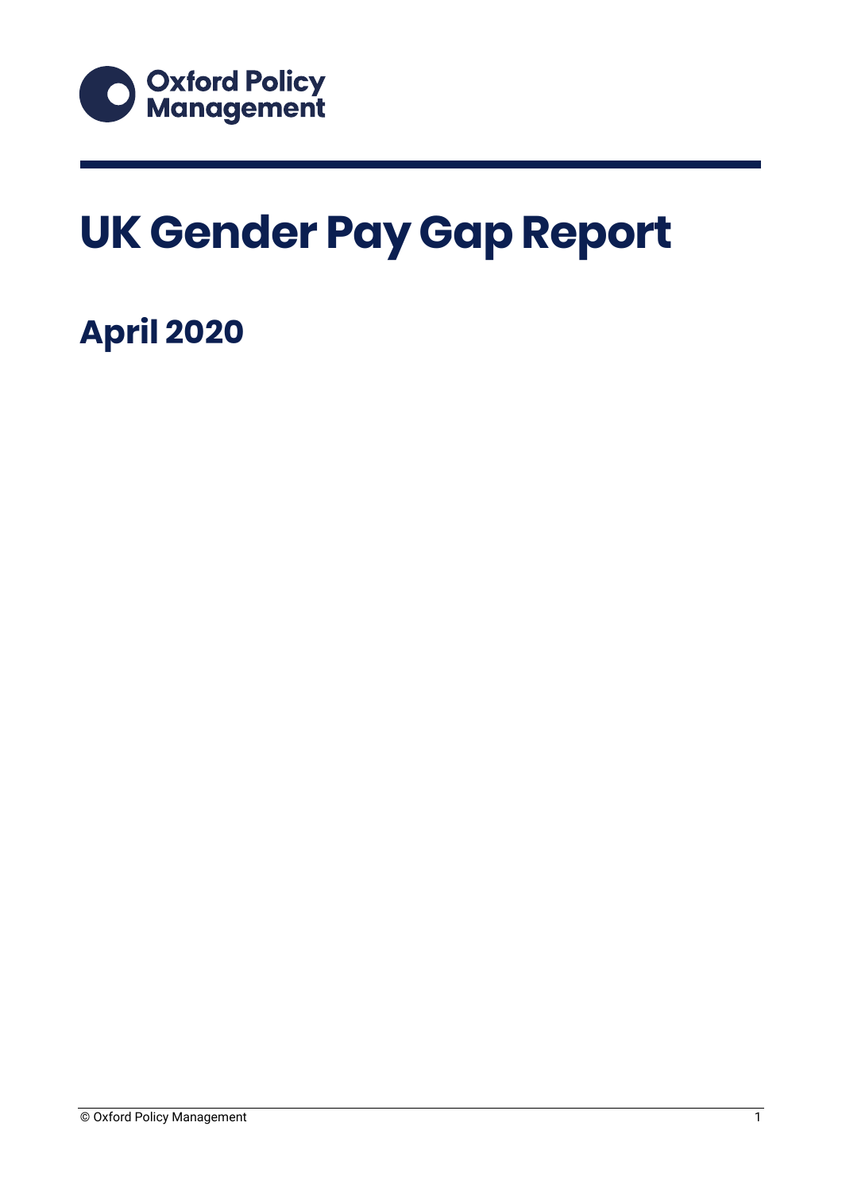Oxford Policy Management

# UK Gender Pay Gap Report

## April 2020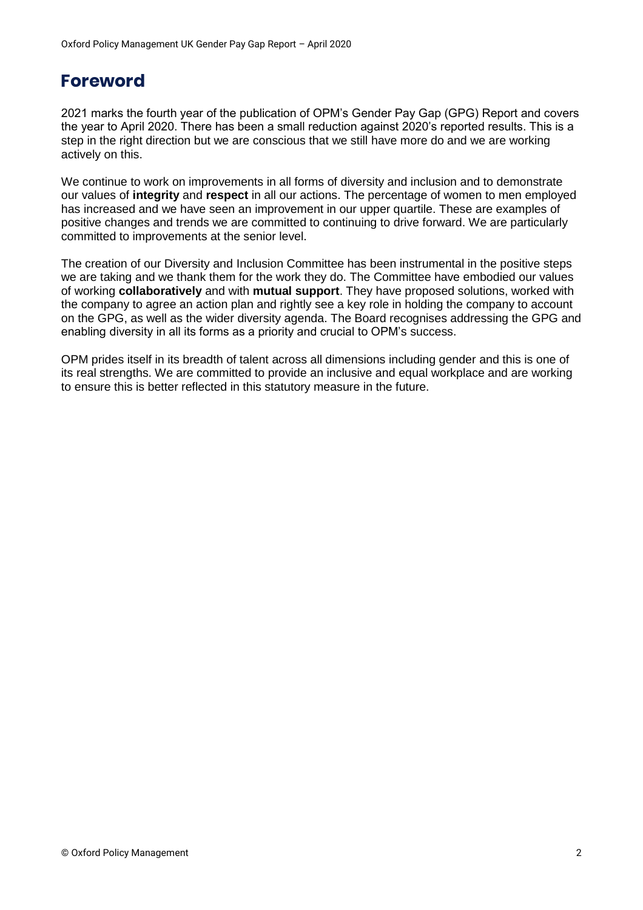# Foreword

2021 marks the fourth year of the publication of OPM's Gender Pay Gap (GPG) Report and covers the year to April 2020. There has been a small reduction against 2020's reported results. This is a step in the right direction but we are conscious that we still have more do and we are working actively on this.

We continue to work on improvements in all forms of diversity and inclusion and to demonstrate our values of **integrity** and **respect** in all our actions. The percentage of women to men employed has increased and we have seen an improvement in our upper quartile. These are examples of positive changes and trends we are committed to continuing to drive forward. We are particularly committed to improvements at the senior level.

The creation of our Diversity and Inclusion Committee has been instrumental in the positive steps we are taking and we thank them for the work they do. The Committee have embodied our values of working **collaboratively** and with **mutual support**. They have proposed solutions, worked with the company to agree an action plan and rightly see a key role in holding the company to account on the GPG, as well as the wider diversity agenda. The Board recognises addressing the GPG and enabling diversity in all its forms as a priority and crucial to OPM's success.

OPM prides itself in its breadth of talent across all dimensions including gender and this is one of its real strengths. We are committed to provide an inclusive and equal workplace and are working to ensure this is better reflected in this statutory measure in the future.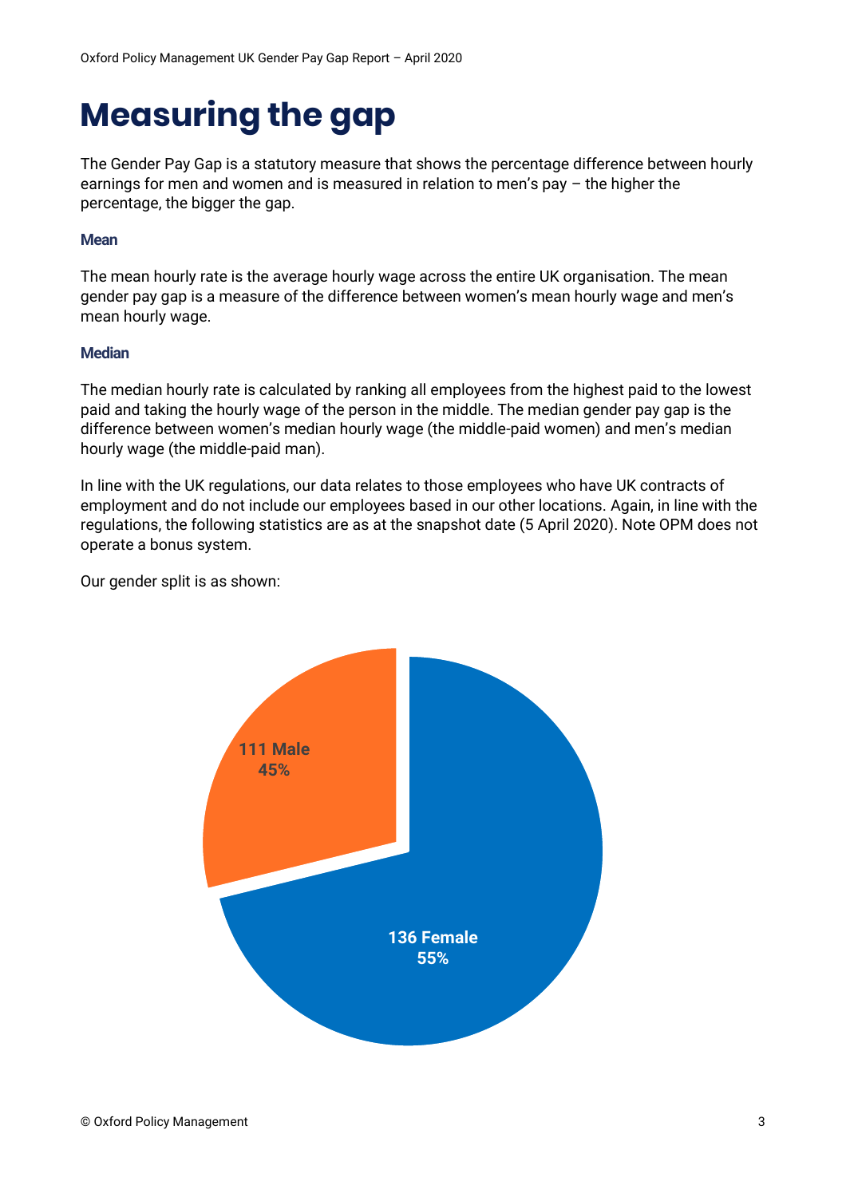# Measuring the gap

The Gender Pay Gap is a statutory measure that shows the percentage difference between hourly earnings for men and women and is measured in relation to men's pay – the higher the percentage, the bigger the gap.

### Mean

The mean hourly rate is the average hourly wage across the entire UK organisation. The mean gender pay gap is a measure of the difference between women's mean hourly wage and men's mean hourly wage.

### Median

The median hourly rate is calculated by ranking all employees from the highest paid to the lowest paid and taking the hourly wage of the person in the middle. The median gender pay gap is the difference between women's median hourly wage (the middle-paid women) and men's median hourly wage (the middle-paid man).

In line with the UK regulations, our data relates to those employees who have UK contracts of employment and do not include our employees based in our other locations. Again, in line with the regulations, the following statistics are as at the snapshot date (5 April 2020). Note OPM does not operate a bonus system.

Our gender split is as shown:

111 Male
45%

136 Female
55%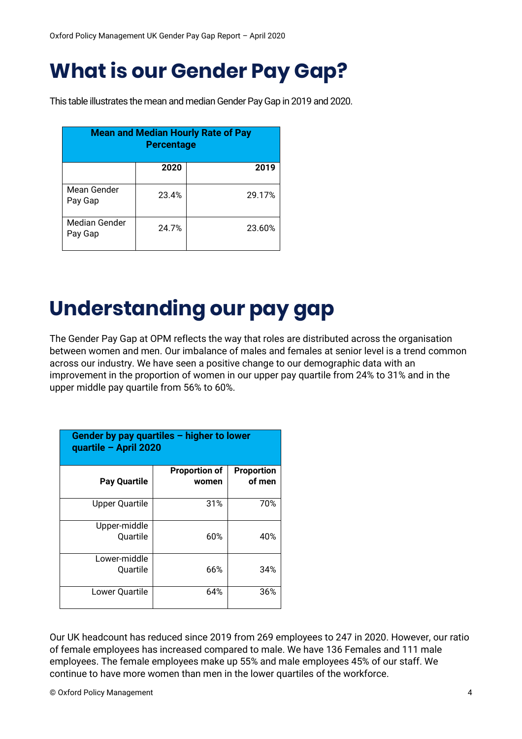# What is our Gender Pay Gap?

This table illustrates the mean and median Gender Pay Gap in 2019 and 2020.

| Mean and Median Hourly Rate of Pay Percentage | | |
|---|---|---|
| | 2020 | 2019 |
| Mean Gender Pay Gap | 23.4% | 29.17% |
| Median Gender Pay Gap | 24.7% | 23.60% |

# Understanding our pay gap

The Gender Pay Gap at OPM reflects the way that roles are distributed across the organisation between women and men. Our imbalance of males and females at senior level is a trend common across our industry. We have seen a positive change to our demographic data with an improvement in the proportion of women in our upper pay quartile from 24% to 31% and in the upper middle pay quartile from 56% to 60%.

| Gender by pay quartiles – higher to lower quartile – April 2020 | | |
|---|---|---|
| Pay Quartile | Proportion of women | Proportion of men |
| Upper Quartile | 31% | 70% |
| Upper-middle Quartile | 60% | 40% |
| Lower-middle Quartile | 66% | 34% |
| Lower Quartile | 64% | 36% |

Our UK headcount has reduced since 2019 from 269 employees to 247 in 2020. However, our ratio of female employees has increased compared to male. We have 136 Females and 111 male employees. The female employees make up 55% and male employees 45% of our staff. We continue to have more women than men in the lower quartiles of the workforce.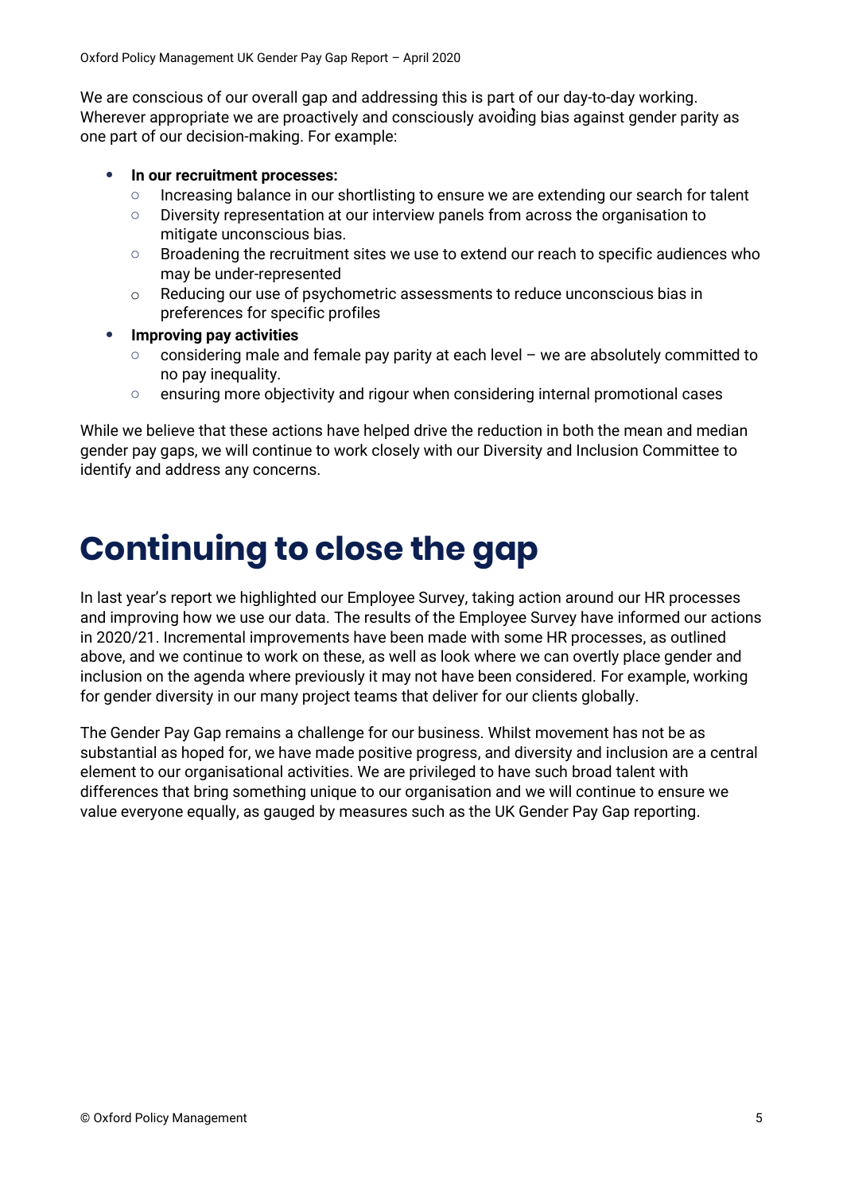We are conscious of our overall gap and addressing this is part of our day-to-day working. Wherever appropriate we are proactively and consciously avoiding bias against gender parity as one part of our decision-making. For example:

- **In our recruitment processes:**
  - Increasing balance in our shortlisting to ensure we are extending our search for talent
  - Diversity representation at our interview panels from across the organisation to mitigate unconscious bias.
  - Broadening the recruitment sites we use to extend our reach to specific audiences who may be under-represented
  - Reducing our use of psychometric assessments to reduce unconscious bias in preferences for specific profiles
- **Improving pay activities**
  - considering male and female pay parity at each level – we are absolutely committed to no pay inequality.
  - ensuring more objectivity and rigour when considering internal promotional cases

While we believe that these actions have helped drive the reduction in both the mean and median gender pay gaps, we will continue to work closely with our Diversity and Inclusion Committee to identify and address any concerns.

# Continuing to close the gap

In last year's report we highlighted our Employee Survey, taking action around our HR processes and improving how we use our data. The results of the Employee Survey have informed our actions in 2020/21. Incremental improvements have been made with some HR processes, as outlined above, and we continue to work on these, as well as look where we can overtly place gender and inclusion on the agenda where previously it may not have been considered. For example, working for gender diversity in our many project teams that deliver for our clients globally.

The Gender Pay Gap remains a challenge for our business. Whilst movement has not be as substantial as hoped for, we have made positive progress, and diversity and inclusion are a central element to our organisational activities. We are privileged to have such broad talent with differences that bring something unique to our organisation and we will continue to ensure we value everyone equally, as gauged by measures such as the UK Gender Pay Gap reporting.